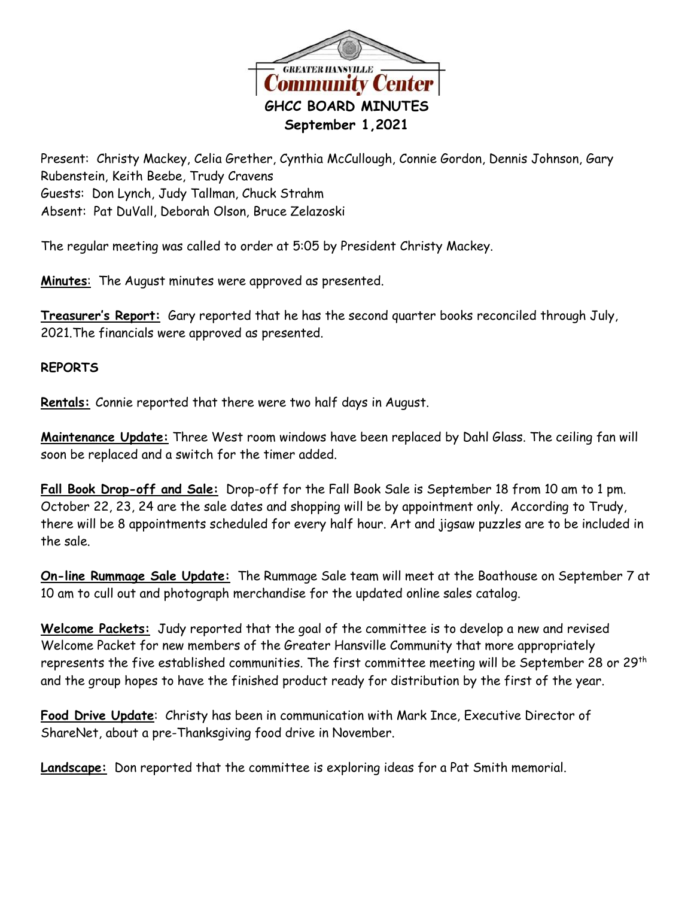GREATER HANSVILLE
Community Center

# GHCC BOARD MINUTES

## September 1,2021

Present: Christy Mackey, Celia Grether, Cynthia McCullough, Connie Gordon, Dennis Johnson, Gary Rubenstein, Keith Beebe, Trudy Cravens
Guests: Don Lynch, Judy Tallman, Chuck Strahm
Absent: Pat DuVall, Deborah Olson, Bruce Zelazoski

The regular meeting was called to order at 5:05 by President Christy Mackey.

**Minutes**: The August minutes were approved as presented.

**Treasurer's Report:** Gary reported that he has the second quarter books reconciled through July, 2021.The financials were approved as presented.

**REPORTS**

**Rentals:** Connie reported that there were two half days in August.

**Maintenance Update:** Three West room windows have been replaced by Dahl Glass. The ceiling fan will soon be replaced and a switch for the timer added.

**Fall Book Drop-off and Sale:** Drop-off for the Fall Book Sale is September 18 from 10 am to 1 pm. October 22, 23, 24 are the sale dates and shopping will be by appointment only. According to Trudy, there will be 8 appointments scheduled for every half hour. Art and jigsaw puzzles are to be included in the sale.

**On-line Rummage Sale Update:** The Rummage Sale team will meet at the Boathouse on September 7 at 10 am to cull out and photograph merchandise for the updated online sales catalog.

**Welcome Packets:** Judy reported that the goal of the committee is to develop a new and revised Welcome Packet for new members of the Greater Hansville Community that more appropriately represents the five established communities. The first committee meeting will be September 28 or 29th and the group hopes to have the finished product ready for distribution by the first of the year.

**Food Drive Update**: Christy has been in communication with Mark Ince, Executive Director of ShareNet, about a pre-Thanksgiving food drive in November.

**Landscape:** Don reported that the committee is exploring ideas for a Pat Smith memorial.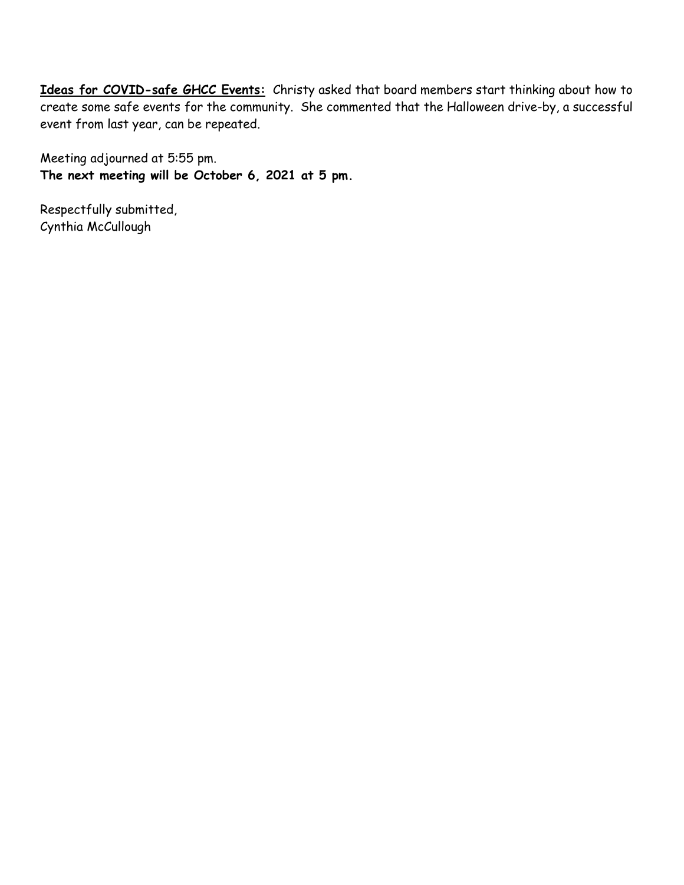**<u>Ideas for COVID-safe GHCC Events:</u>** Christy asked that board members start thinking about how to create some safe events for the community. She commented that the Halloween drive-by, a successful event from last year, can be repeated.

Meeting adjourned at 5:55 pm.
**The next meeting will be October 6, 2021 at 5 pm.**

Respectfully submitted,
Cynthia McCullough